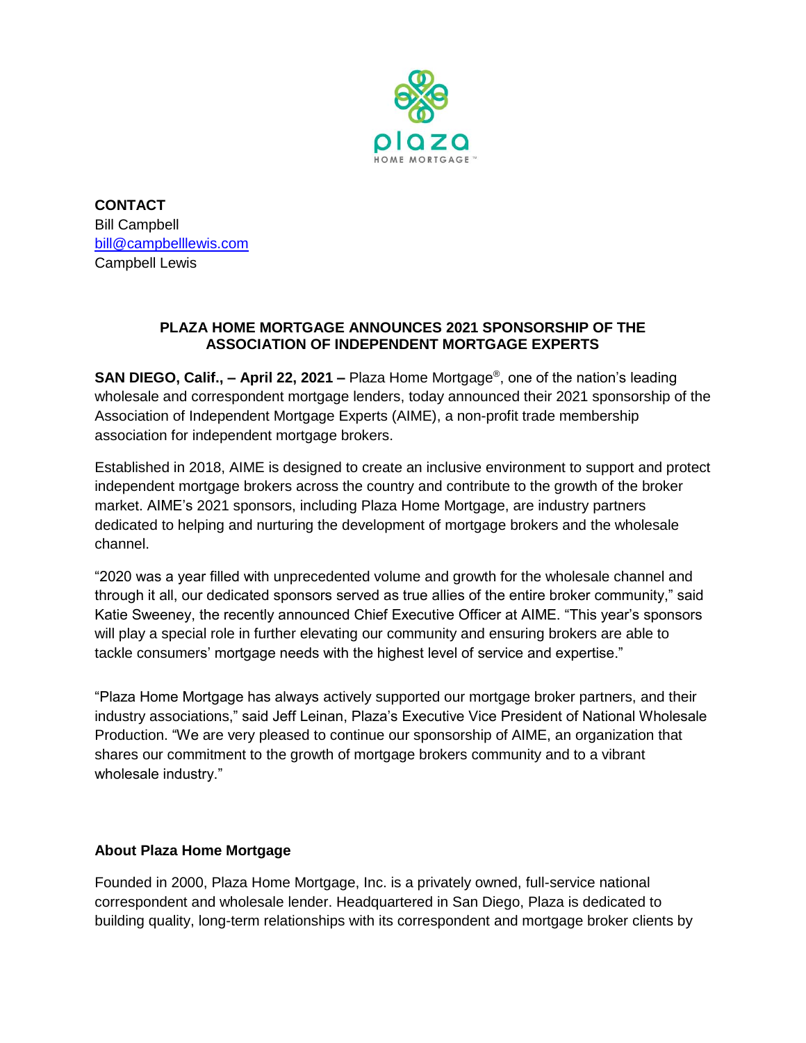**CONTACT**
Bill Campbell
bill@campbelllewis.com
Campbell Lewis

**PLAZA HOME MORTGAGE ANNOUNCES 2021 SPONSORSHIP OF THE ASSOCIATION OF INDEPENDENT MORTGAGE EXPERTS**

**SAN DIEGO, Calif., – April 22, 2021 –** Plaza Home Mortgage®, one of the nation's leading wholesale and correspondent mortgage lenders, today announced their 2021 sponsorship of the Association of Independent Mortgage Experts (AIME), a non-profit trade membership association for independent mortgage brokers.

Established in 2018, AIME is designed to create an inclusive environment to support and protect independent mortgage brokers across the country and contribute to the growth of the broker market. AIME's 2021 sponsors, including Plaza Home Mortgage, are industry partners dedicated to helping and nurturing the development of mortgage brokers and the wholesale channel.

"2020 was a year filled with unprecedented volume and growth for the wholesale channel and through it all, our dedicated sponsors served as true allies of the entire broker community," said Katie Sweeney, the recently announced Chief Executive Officer at AIME. "This year's sponsors will play a special role in further elevating our community and ensuring brokers are able to tackle consumers' mortgage needs with the highest level of service and expertise."

"Plaza Home Mortgage has always actively supported our mortgage broker partners, and their industry associations," said Jeff Leinan, Plaza's Executive Vice President of National Wholesale Production. "We are very pleased to continue our sponsorship of AIME, an organization that shares our commitment to the growth of mortgage brokers community and to a vibrant wholesale industry."

**About Plaza Home Mortgage**

Founded in 2000, Plaza Home Mortgage, Inc. is a privately owned, full-service national correspondent and wholesale lender. Headquartered in San Diego, Plaza is dedicated to building quality, long-term relationships with its correspondent and mortgage broker clients by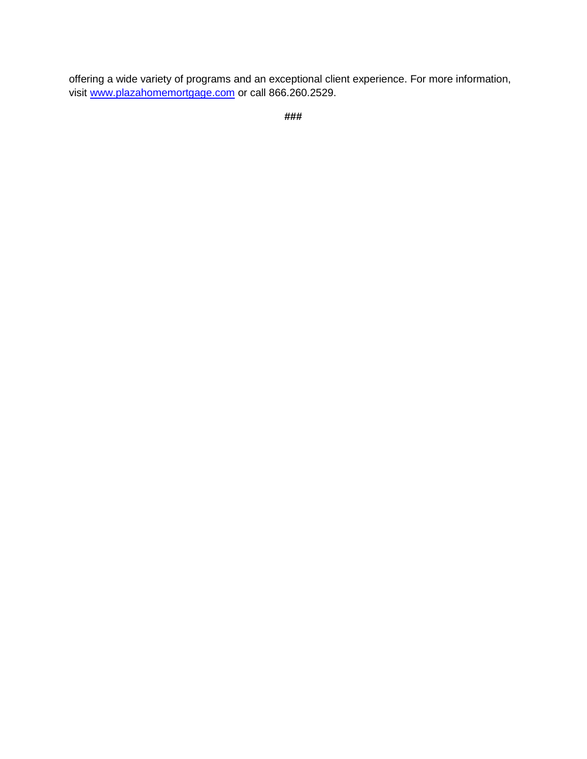offering a wide variety of programs and an exceptional client experience. For more information, visit www.plazahomemortgage.com or call 866.260.2529.

###